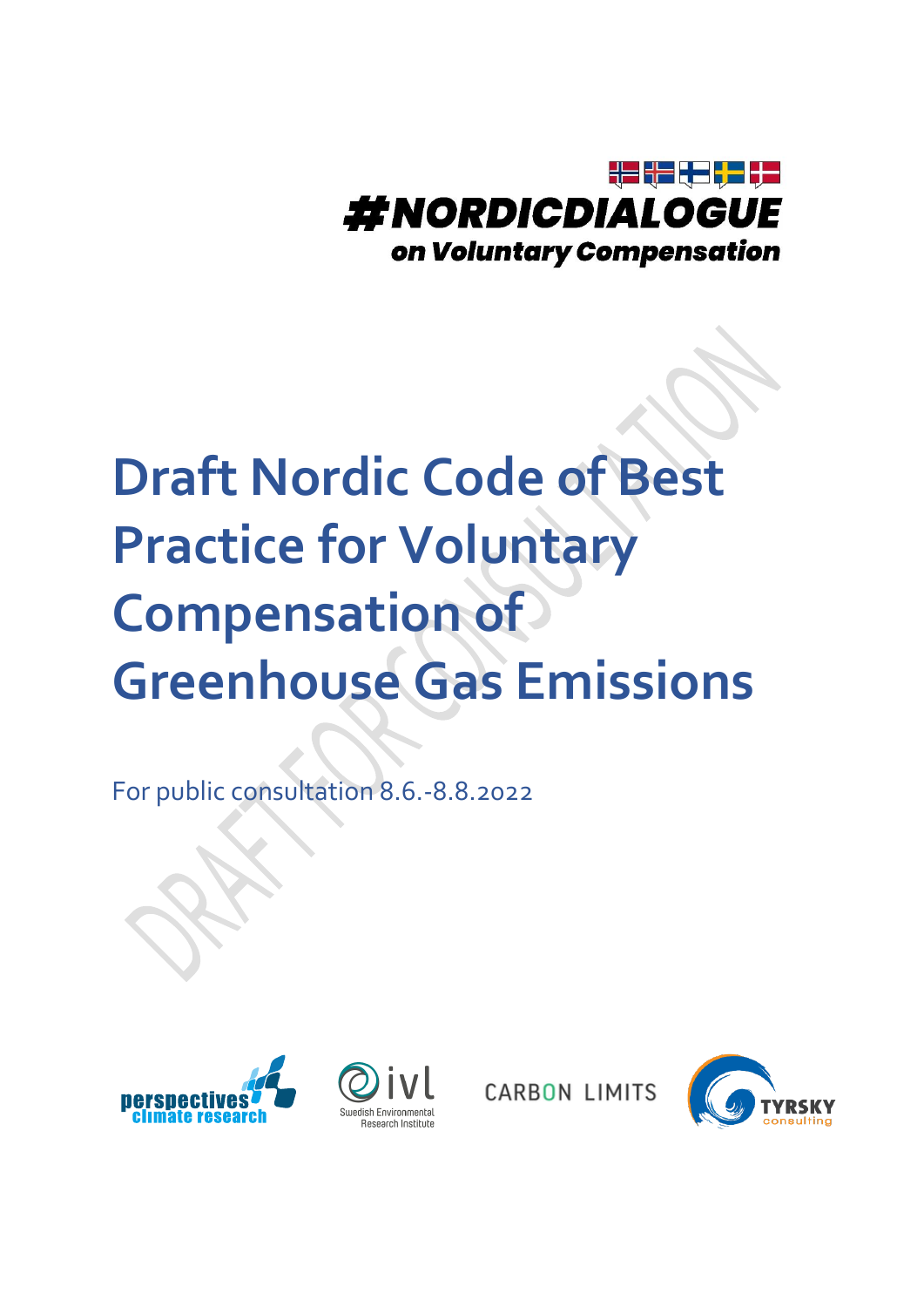#NORDICDIALOGUE

*on Voluntary Compensation*

# Draft Nordic Code of Best Practice for Voluntary Compensation of Greenhouse Gas Emissions

For public consultation 8.6.-8.8.2022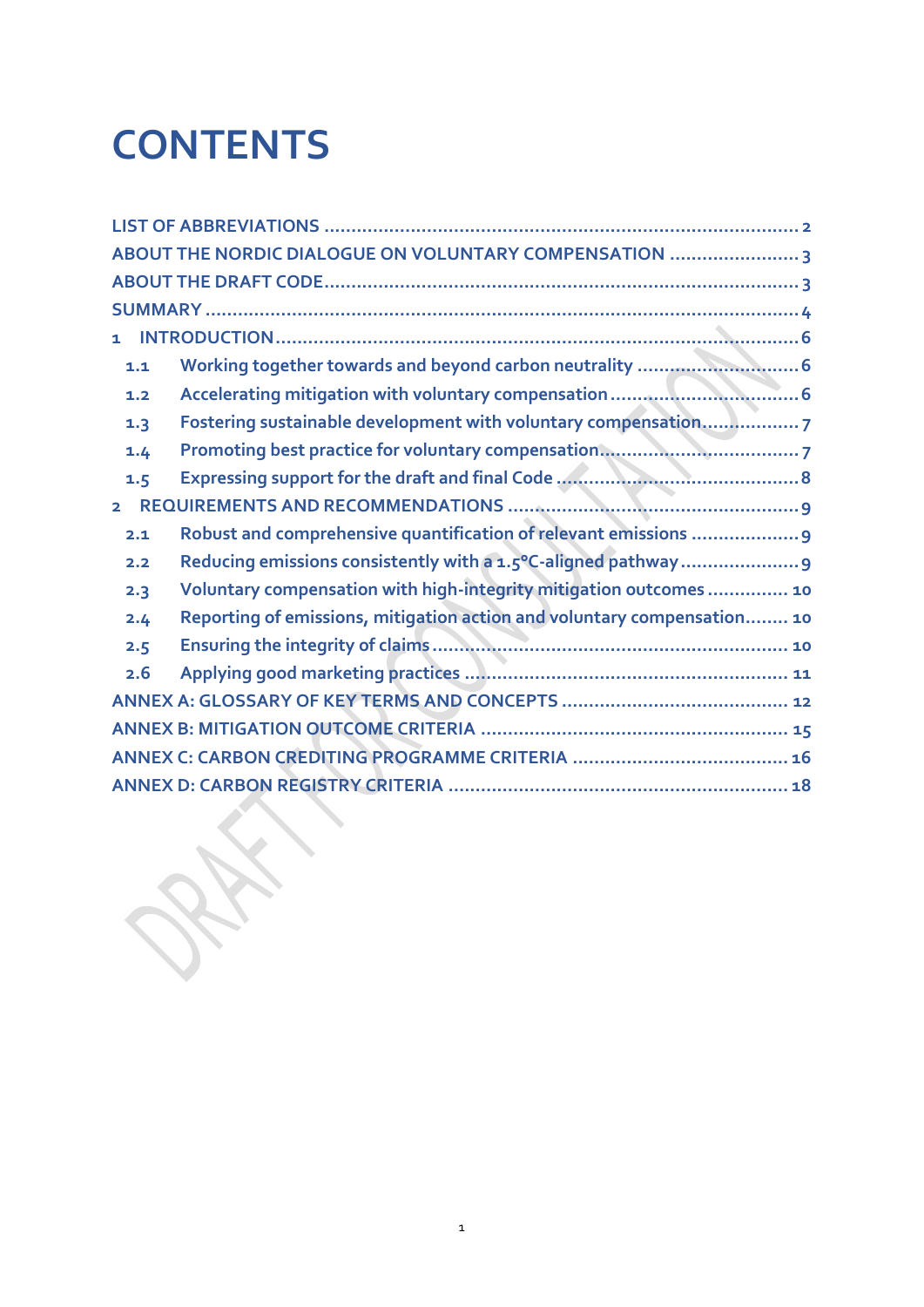# CONTENTS

LIST OF ABBREVIATIONS ........................................................................................ 2
ABOUT THE NORDIC DIALOGUE ON VOLUNTARY COMPENSATION ........................ 3
ABOUT THE DRAFT CODE ....................................................................................... 3
SUMMARY ............................................................................................................ 4
1 INTRODUCTION ................................................................................................ 6
  1.1 Working together towards and beyond carbon neutrality ............................ 6
  1.2 Accelerating mitigation with voluntary compensation .................................. 6
  1.3 Fostering sustainable development with voluntary compensation ................ 7
  1.4 Promoting best practice for voluntary compensation ................................... 7
  1.5 Expressing support for the draft and final Code ........................................... 8
2 REQUIREMENTS AND RECOMMENDATIONS .................................................... 9
  2.1 Robust and comprehensive quantification of relevant emissions ................... 9
  2.2 Reducing emissions consistently with a 1.5°C-aligned pathway ..................... 9
  2.3 Voluntary compensation with high-integrity mitigation outcomes ............... 10
  2.4 Reporting of emissions, mitigation action and voluntary compensation ........ 10
  2.5 Ensuring the integrity of claims ................................................................. 10
  2.6 Applying good marketing practices ........................................................... 11
ANNEX A: GLOSSARY OF KEY TERMS AND CONCEPTS .......................................... 12
ANNEX B: MITIGATION OUTCOME CRITERIA ......................................................... 15
ANNEX C: CARBON CREDITING PROGRAMME CRITERIA ........................................ 16
ANNEX D: CARBON REGISTRY CRITERIA ............................................................... 18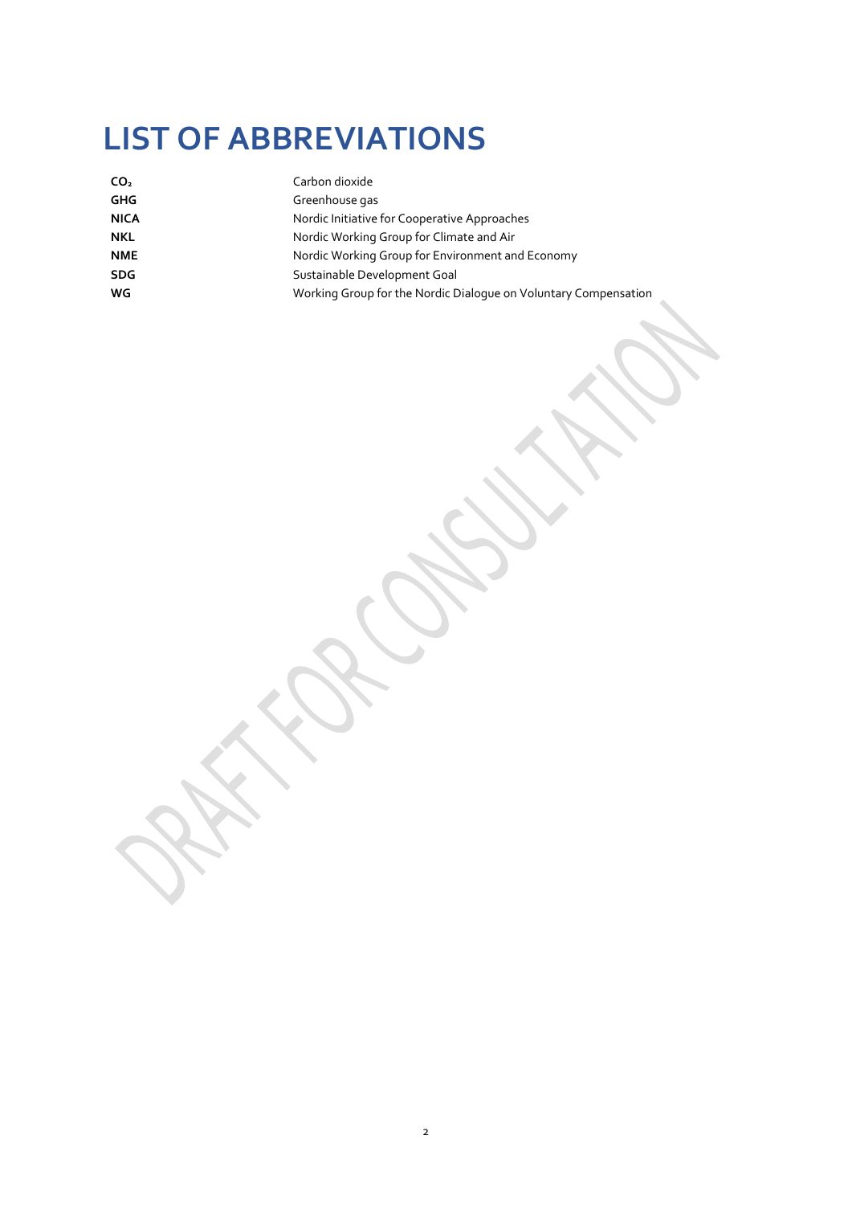# LIST OF ABBREVIATIONS

| | |
|---|---|
| **$CO_2$** | Carbon dioxide |
| **GHG** | Greenhouse gas |
| **NICA** | Nordic Initiative for Cooperative Approaches |
| **NKL** | Nordic Working Group for Climate and Air |
| **NME** | Nordic Working Group for Environment and Economy |
| **SDG** | Sustainable Development Goal |
| **WG** | Working Group for the Nordic Dialogue on Voluntary Compensation |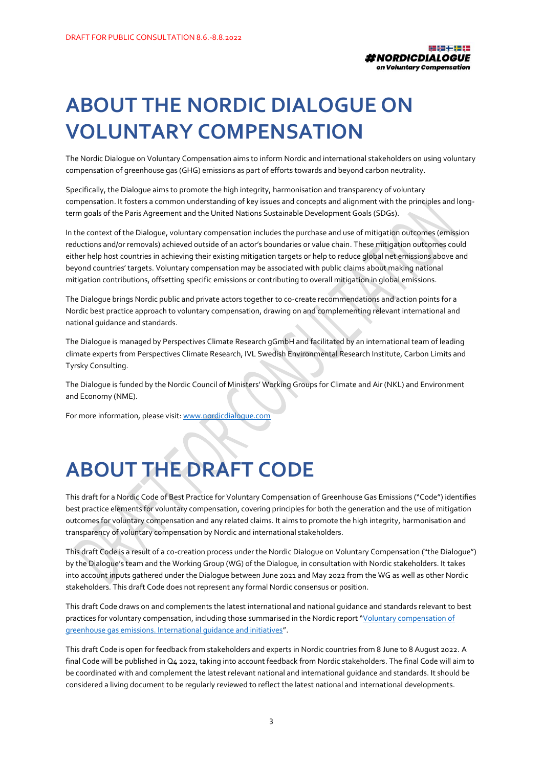# ABOUT THE NORDIC DIALOGUE ON VOLUNTARY COMPENSATION

The Nordic Dialogue on Voluntary Compensation aims to inform Nordic and international stakeholders on using voluntary compensation of greenhouse gas (GHG) emissions as part of efforts towards and beyond carbon neutrality.

Specifically, the Dialogue aims to promote the high integrity, harmonisation and transparency of voluntary compensation. It fosters a common understanding of key issues and concepts and alignment with the principles and long-term goals of the Paris Agreement and the United Nations Sustainable Development Goals (SDGs).

In the context of the Dialogue, voluntary compensation includes the purchase and use of mitigation outcomes (emission reductions and/or removals) achieved outside of an actor's boundaries or value chain. These mitigation outcomes could either help host countries in achieving their existing mitigation targets or help to reduce global net emissions above and beyond countries' targets. Voluntary compensation may be associated with public claims about making national mitigation contributions, offsetting specific emissions or contributing to overall mitigation in global emissions.

The Dialogue brings Nordic public and private actors together to co-create recommendations and action points for a Nordic best practice approach to voluntary compensation, drawing on and complementing relevant international and national guidance and standards.

The Dialogue is managed by Perspectives Climate Research gGmbH and facilitated by an international team of leading climate experts from Perspectives Climate Research, IVL Swedish Environmental Research Institute, Carbon Limits and Tyrsky Consulting.

The Dialogue is funded by the Nordic Council of Ministers' Working Groups for Climate and Air (NKL) and Environment and Economy (NME).

For more information, please visit: [www.nordicdialogue.com](www.nordicdialogue.com)

# ABOUT THE DRAFT CODE

This draft for a Nordic Code of Best Practice for Voluntary Compensation of Greenhouse Gas Emissions ("Code") identifies best practice elements for voluntary compensation, covering principles for both the generation and the use of mitigation outcomes for voluntary compensation and any related claims. It aims to promote the high integrity, harmonisation and transparency of voluntary compensation by Nordic and international stakeholders.

This draft Code is a result of a co-creation process under the Nordic Dialogue on Voluntary Compensation ("the Dialogue") by the Dialogue's team and the Working Group (WG) of the Dialogue, in consultation with Nordic stakeholders. It takes into account inputs gathered under the Dialogue between June 2021 and May 2022 from the WG as well as other Nordic stakeholders. This draft Code does not represent any formal Nordic consensus or position.

This draft Code draws on and complements the latest international and national guidance and standards relevant to best practices for voluntary compensation, including those summarised in the Nordic report "Voluntary compensation of greenhouse gas emissions. International guidance and initiatives".

This draft Code is open for feedback from stakeholders and experts in Nordic countries from 8 June to 8 August 2022. A final Code will be published in Q4 2022, taking into account feedback from Nordic stakeholders. The final Code will aim to be coordinated with and complement the latest relevant national and international guidance and standards. It should be considered a living document to be regularly reviewed to reflect the latest national and international developments.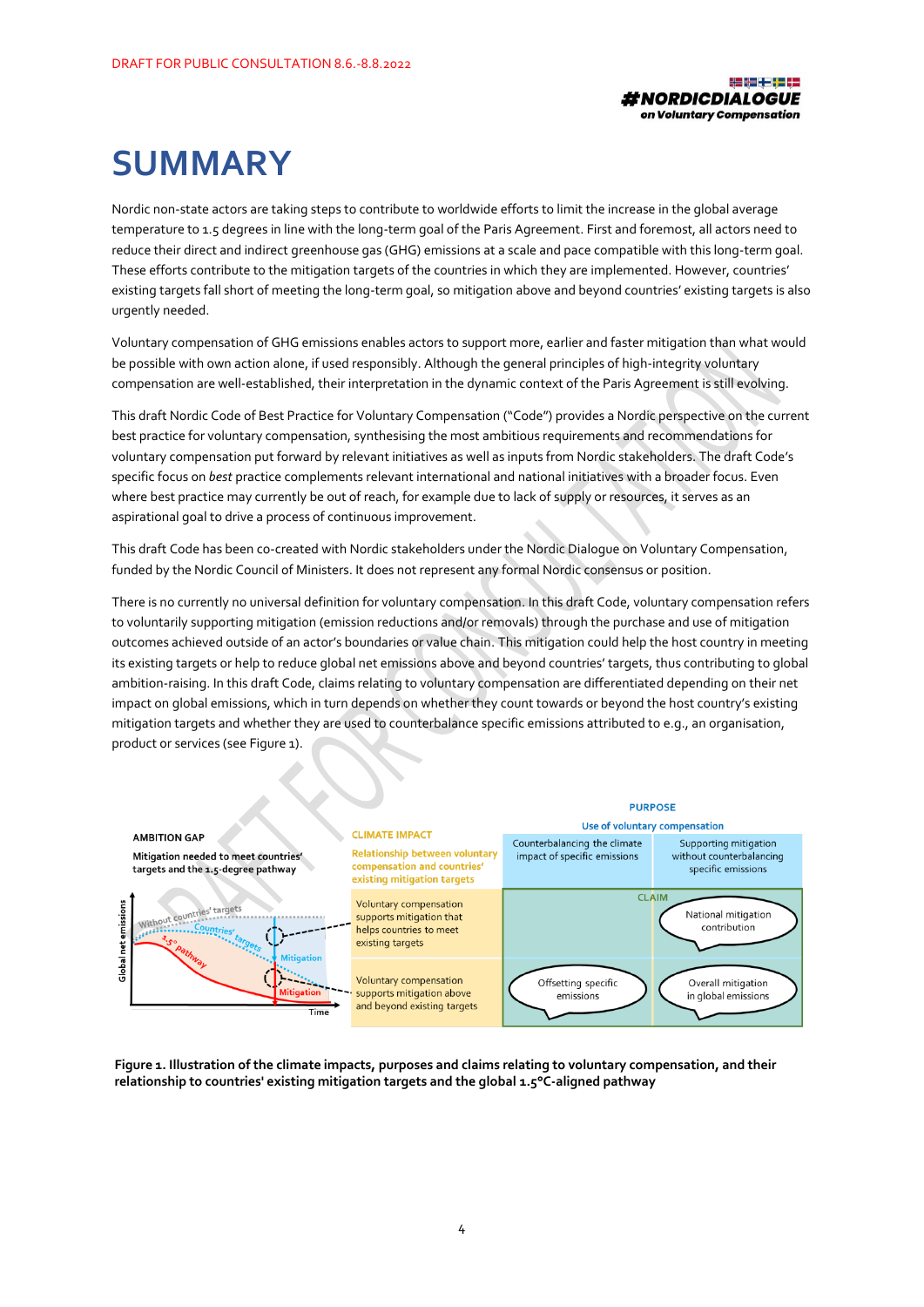# SUMMARY

Nordic non-state actors are taking steps to contribute to worldwide efforts to limit the increase in the global average temperature to 1.5 degrees in line with the long-term goal of the Paris Agreement. First and foremost, all actors need to reduce their direct and indirect greenhouse gas (GHG) emissions at a scale and pace compatible with this long-term goal. These efforts contribute to the mitigation targets of the countries in which they are implemented. However, countries' existing targets fall short of meeting the long-term goal, so mitigation above and beyond countries' existing targets is also urgently needed.

Voluntary compensation of GHG emissions enables actors to support more, earlier and faster mitigation than what would be possible with own action alone, if used responsibly. Although the general principles of high-integrity voluntary compensation are well-established, their interpretation in the dynamic context of the Paris Agreement is still evolving.

This draft Nordic Code of Best Practice for Voluntary Compensation ("Code") provides a Nordic perspective on the current best practice for voluntary compensation, synthesising the most ambitious requirements and recommendations for voluntary compensation put forward by relevant initiatives as well as inputs from Nordic stakeholders. The draft Code's specific focus on *best* practice complements relevant international and national initiatives with a broader focus. Even where best practice may currently be out of reach, for example due to lack of supply or resources, it serves as an aspirational goal to drive a process of continuous improvement.

This draft Code has been co-created with Nordic stakeholders under the Nordic Dialogue on Voluntary Compensation, funded by the Nordic Council of Ministers. It does not represent any formal Nordic consensus or position.

There is no currently no universal definition for voluntary compensation. In this draft Code, voluntary compensation refers to voluntarily supporting mitigation (emission reductions and/or removals) through the purchase and use of mitigation outcomes achieved outside of an actor's boundaries or value chain. This mitigation could help the host country in meeting its existing targets or help to reduce global net emissions above and beyond countries' targets, thus contributing to global ambition-raising. In this draft Code, claims relating to voluntary compensation are differentiated depending on their net impact on global emissions, which in turn depends on whether they count towards or beyond the host country's existing mitigation targets and whether they are used to counterbalance specific emissions attributed to e.g., an organisation, product or services (see Figure 1).

| AMBITION GAP<br>Mitigation needed to meet countries' targets and the 1.5-degree pathway | CLIMATE IMPACT<br>Relationship between voluntary compensation and countries' existing mitigation targets | PURPOSE – Use of voluntary compensation: Counterbalancing the climate impact of specific emissions | PURPOSE – Use of voluntary compensation: Supporting mitigation without counterbalancing specific emissions |
|---|---|---|---|
| Mitigation (to countries' targets) | Voluntary compensation supports mitigation that helps countries to meet existing targets | | CLAIM: National mitigation contribution |
| Mitigation (to 1.5° pathway) | Voluntary compensation supports mitigation above and beyond existing targets | CLAIM: Offsetting specific emissions | CLAIM: Overall mitigation in global emissions |

**Figure 1. Illustration of the climate impacts, purposes and claims relating to voluntary compensation, and their relationship to countries' existing mitigation targets and the global 1.5°C-aligned pathway**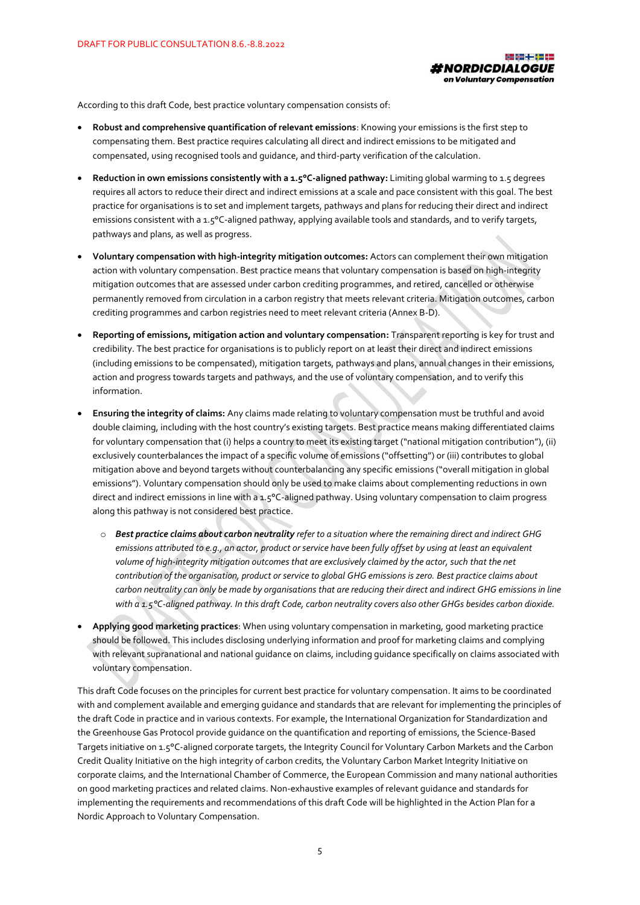According to this draft Code, best practice voluntary compensation consists of:

- **Robust and comprehensive quantification of relevant emissions**: Knowing your emissions is the first step to compensating them. Best practice requires calculating all direct and indirect emissions to be mitigated and compensated, using recognised tools and guidance, and third-party verification of the calculation.
- **Reduction in own emissions consistently with a 1.5°C-aligned pathway:** Limiting global warming to 1.5 degrees requires all actors to reduce their direct and indirect emissions at a scale and pace consistent with this goal. The best practice for organisations is to set and implement targets, pathways and plans for reducing their direct and indirect emissions consistent with a 1.5°C-aligned pathway, applying available tools and standards, and to verify targets, pathways and plans, as well as progress.
- **Voluntary compensation with high-integrity mitigation outcomes:** Actors can complement their own mitigation action with voluntary compensation. Best practice means that voluntary compensation is based on high-integrity mitigation outcomes that are assessed under carbon crediting programmes, and retired, cancelled or otherwise permanently removed from circulation in a carbon registry that meets relevant criteria. Mitigation outcomes, carbon crediting programmes and carbon registries need to meet relevant criteria (Annex B-D).
- **Reporting of emissions, mitigation action and voluntary compensation:** Transparent reporting is key for trust and credibility. The best practice for organisations is to publicly report on at least their direct and indirect emissions (including emissions to be compensated), mitigation targets, pathways and plans, annual changes in their emissions, action and progress towards targets and pathways, and the use of voluntary compensation, and to verify this information.
- **Ensuring the integrity of claims:** Any claims made relating to voluntary compensation must be truthful and avoid double claiming, including with the host country's existing targets. Best practice means making differentiated claims for voluntary compensation that (i) helps a country to meet its existing target ("national mitigation contribution"), (ii) exclusively counterbalances the impact of a specific volume of emissions ("offsetting") or (iii) contributes to global mitigation above and beyond targets without counterbalancing any specific emissions ("overall mitigation in global emissions"). Voluntary compensation should only be used to make claims about complementing reductions in own direct and indirect emissions in line with a 1.5°C-aligned pathway. Using voluntary compensation to claim progress along this pathway is not considered best practice.
  - ***Best practice claims about carbon neutrality*** *refer to a situation where the remaining direct and indirect GHG emissions attributed to e.g., an actor, product or service have been fully offset by using at least an equivalent volume of high-integrity mitigation outcomes that are exclusively claimed by the actor, such that the net contribution of the organisation, product or service to global GHG emissions is zero. Best practice claims about carbon neutrality can only be made by organisations that are reducing their direct and indirect GHG emissions in line with a 1.5°C-aligned pathway. In this draft Code, carbon neutrality covers also other GHGs besides carbon dioxide.*
- **Applying good marketing practices**: When using voluntary compensation in marketing, good marketing practice should be followed. This includes disclosing underlying information and proof for marketing claims and complying with relevant supranational and national guidance on claims, including guidance specifically on claims associated with voluntary compensation.

This draft Code focuses on the principles for current best practice for voluntary compensation. It aims to be coordinated with and complement available and emerging guidance and standards that are relevant for implementing the principles of the draft Code in practice and in various contexts. For example, the International Organization for Standardization and the Greenhouse Gas Protocol provide guidance on the quantification and reporting of emissions, the Science-Based Targets initiative on 1.5°C-aligned corporate targets, the Integrity Council for Voluntary Carbon Markets and the Carbon Credit Quality Initiative on the high integrity of carbon credits, the Voluntary Carbon Market Integrity Initiative on corporate claims, and the International Chamber of Commerce, the European Commission and many national authorities on good marketing practices and related claims. Non-exhaustive examples of relevant guidance and standards for implementing the requirements and recommendations of this draft Code will be highlighted in the Action Plan for a Nordic Approach to Voluntary Compensation.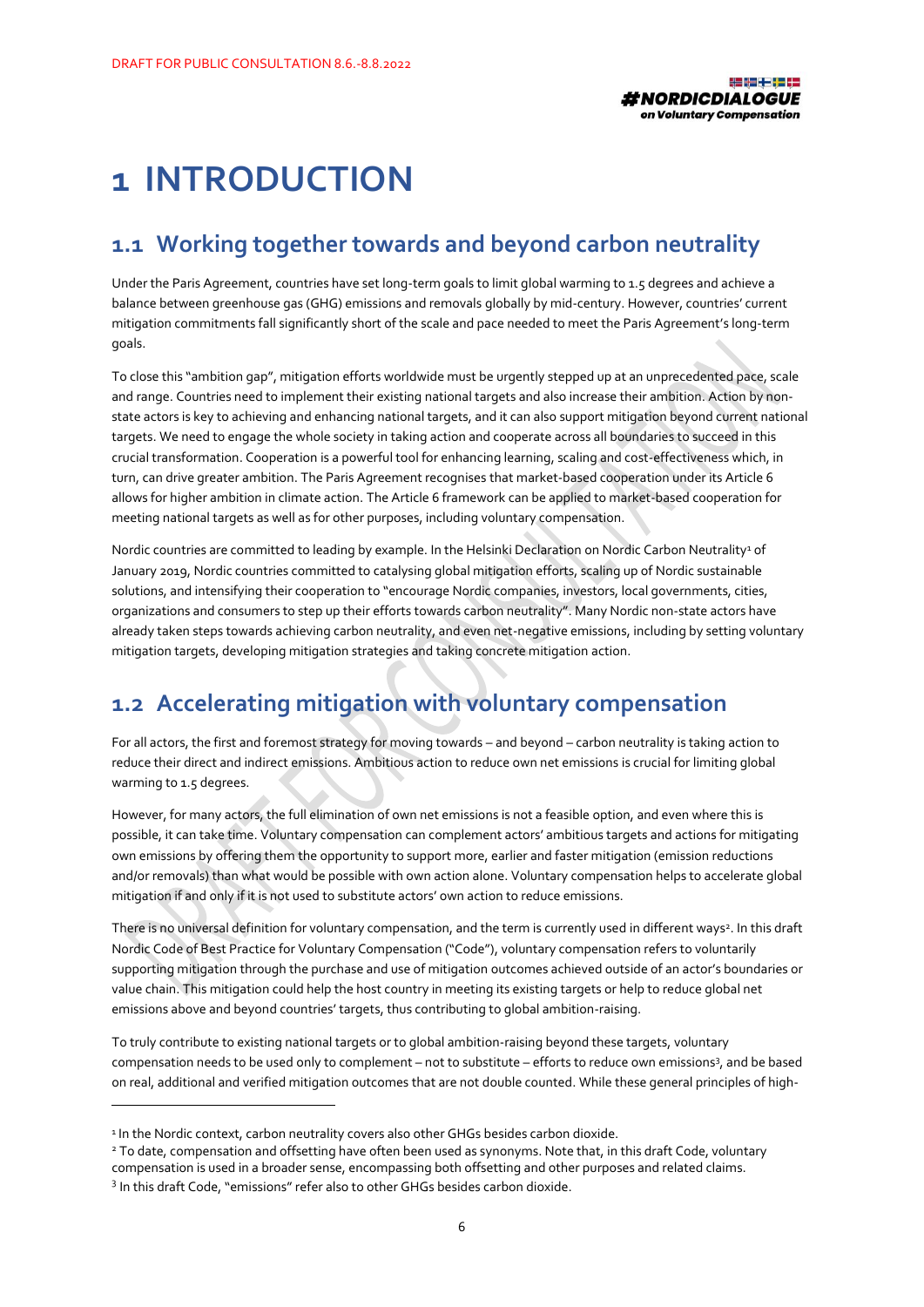# 1 INTRODUCTION

## 1.1 Working together towards and beyond carbon neutrality

Under the Paris Agreement, countries have set long-term goals to limit global warming to 1.5 degrees and achieve a balance between greenhouse gas (GHG) emissions and removals globally by mid-century. However, countries' current mitigation commitments fall significantly short of the scale and pace needed to meet the Paris Agreement's long-term goals.

To close this "ambition gap", mitigation efforts worldwide must be urgently stepped up at an unprecedented pace, scale and range. Countries need to implement their existing national targets and also increase their ambition. Action by non-state actors is key to achieving and enhancing national targets, and it can also support mitigation beyond current national targets. We need to engage the whole society in taking action and cooperate across all boundaries to succeed in this crucial transformation. Cooperation is a powerful tool for enhancing learning, scaling and cost-effectiveness which, in turn, can drive greater ambition. The Paris Agreement recognises that market-based cooperation under its Article 6 allows for higher ambition in climate action. The Article 6 framework can be applied to market-based cooperation for meeting national targets as well as for other purposes, including voluntary compensation.

Nordic countries are committed to leading by example. In the Helsinki Declaration on Nordic Carbon Neutrality[1] of January 2019, Nordic countries committed to catalysing global mitigation efforts, scaling up of Nordic sustainable solutions, and intensifying their cooperation to "encourage Nordic companies, investors, local governments, cities, organizations and consumers to step up their efforts towards carbon neutrality". Many Nordic non-state actors have already taken steps towards achieving carbon neutrality, and even net-negative emissions, including by setting voluntary mitigation targets, developing mitigation strategies and taking concrete mitigation action.

## 1.2 Accelerating mitigation with voluntary compensation

For all actors, the first and foremost strategy for moving towards – and beyond – carbon neutrality is taking action to reduce their direct and indirect emissions. Ambitious action to reduce own net emissions is crucial for limiting global warming to 1.5 degrees.

However, for many actors, the full elimination of own net emissions is not a feasible option, and even where this is possible, it can take time. Voluntary compensation can complement actors' ambitious targets and actions for mitigating own emissions by offering them the opportunity to support more, earlier and faster mitigation (emission reductions and/or removals) than what would be possible with own action alone. Voluntary compensation helps to accelerate global mitigation if and only if it is not used to substitute actors' own action to reduce emissions.

There is no universal definition for voluntary compensation, and the term is currently used in different ways[2]. In this draft Nordic Code of Best Practice for Voluntary Compensation ("Code"), voluntary compensation refers to voluntarily supporting mitigation through the purchase and use of mitigation outcomes achieved outside of an actor's boundaries or value chain. This mitigation could help the host country in meeting its existing targets or help to reduce global net emissions above and beyond countries' targets, thus contributing to global ambition-raising.

To truly contribute to existing national targets or to global ambition-raising beyond these targets, voluntary compensation needs to be used only to complement – not to substitute – efforts to reduce own emissions[3], and be based on real, additional and verified mitigation outcomes that are not double counted. While these general principles of high-

---

[1] In the Nordic context, carbon neutrality covers also other GHGs besides carbon dioxide.

[2] To date, compensation and offsetting have often been used as synonyms. Note that, in this draft Code, voluntary compensation is used in a broader sense, encompassing both offsetting and other purposes and related claims.

[3] In this draft Code, "emissions" refer also to other GHGs besides carbon dioxide.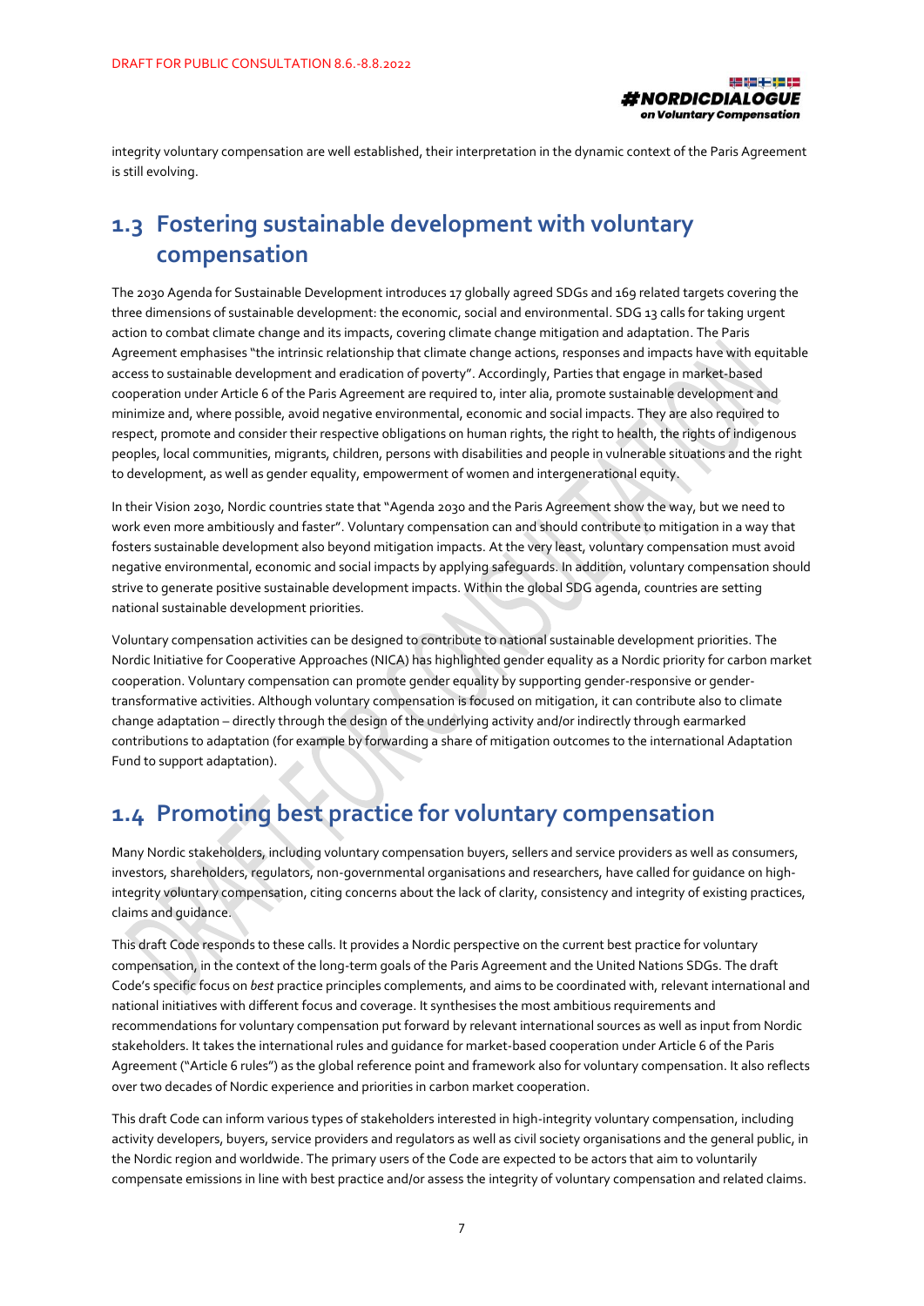integrity voluntary compensation are well established, their interpretation in the dynamic context of the Paris Agreement is still evolving.

## 1.3 Fostering sustainable development with voluntary compensation

The 2030 Agenda for Sustainable Development introduces 17 globally agreed SDGs and 169 related targets covering the three dimensions of sustainable development: the economic, social and environmental. SDG 13 calls for taking urgent action to combat climate change and its impacts, covering climate change mitigation and adaptation. The Paris Agreement emphasises "the intrinsic relationship that climate change actions, responses and impacts have with equitable access to sustainable development and eradication of poverty". Accordingly, Parties that engage in market-based cooperation under Article 6 of the Paris Agreement are required to, inter alia, promote sustainable development and minimize and, where possible, avoid negative environmental, economic and social impacts. They are also required to respect, promote and consider their respective obligations on human rights, the right to health, the rights of indigenous peoples, local communities, migrants, children, persons with disabilities and people in vulnerable situations and the right to development, as well as gender equality, empowerment of women and intergenerational equity.

In their Vision 2030, Nordic countries state that "Agenda 2030 and the Paris Agreement show the way, but we need to work even more ambitiously and faster". Voluntary compensation can and should contribute to mitigation in a way that fosters sustainable development also beyond mitigation impacts. At the very least, voluntary compensation must avoid negative environmental, economic and social impacts by applying safeguards. In addition, voluntary compensation should strive to generate positive sustainable development impacts. Within the global SDG agenda, countries are setting national sustainable development priorities.

Voluntary compensation activities can be designed to contribute to national sustainable development priorities. The Nordic Initiative for Cooperative Approaches (NICA) has highlighted gender equality as a Nordic priority for carbon market cooperation. Voluntary compensation can promote gender equality by supporting gender-responsive or gender-transformative activities. Although voluntary compensation is focused on mitigation, it can contribute also to climate change adaptation – directly through the design of the underlying activity and/or indirectly through earmarked contributions to adaptation (for example by forwarding a share of mitigation outcomes to the international Adaptation Fund to support adaptation).

## 1.4 Promoting best practice for voluntary compensation

Many Nordic stakeholders, including voluntary compensation buyers, sellers and service providers as well as consumers, investors, shareholders, regulators, non-governmental organisations and researchers, have called for guidance on high-integrity voluntary compensation, citing concerns about the lack of clarity, consistency and integrity of existing practices, claims and guidance.

This draft Code responds to these calls. It provides a Nordic perspective on the current best practice for voluntary compensation, in the context of the long-term goals of the Paris Agreement and the United Nations SDGs. The draft Code's specific focus on *best* practice principles complements, and aims to be coordinated with, relevant international and national initiatives with different focus and coverage. It synthesises the most ambitious requirements and recommendations for voluntary compensation put forward by relevant international sources as well as input from Nordic stakeholders. It takes the international rules and guidance for market-based cooperation under Article 6 of the Paris Agreement ("Article 6 rules") as the global reference point and framework also for voluntary compensation. It also reflects over two decades of Nordic experience and priorities in carbon market cooperation.

This draft Code can inform various types of stakeholders interested in high-integrity voluntary compensation, including activity developers, buyers, service providers and regulators as well as civil society organisations and the general public, in the Nordic region and worldwide. The primary users of the Code are expected to be actors that aim to voluntarily compensate emissions in line with best practice and/or assess the integrity of voluntary compensation and related claims.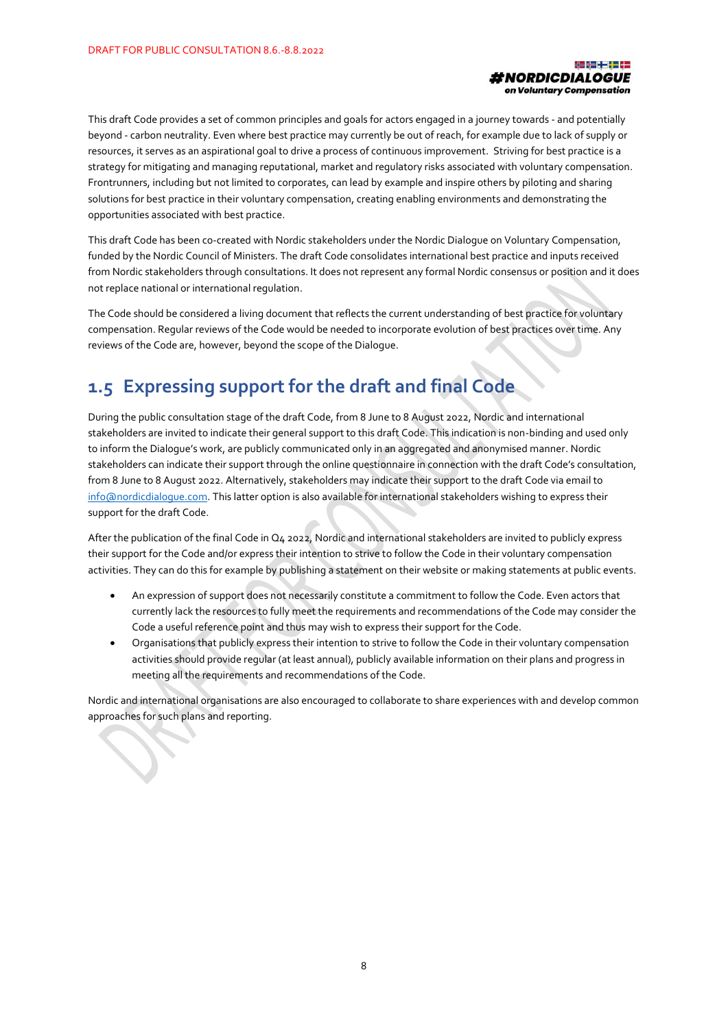This draft Code provides a set of common principles and goals for actors engaged in a journey towards - and potentially beyond - carbon neutrality. Even where best practice may currently be out of reach, for example due to lack of supply or resources, it serves as an aspirational goal to drive a process of continuous improvement. Striving for best practice is a strategy for mitigating and managing reputational, market and regulatory risks associated with voluntary compensation. Frontrunners, including but not limited to corporates, can lead by example and inspire others by piloting and sharing solutions for best practice in their voluntary compensation, creating enabling environments and demonstrating the opportunities associated with best practice.

This draft Code has been co-created with Nordic stakeholders under the Nordic Dialogue on Voluntary Compensation, funded by the Nordic Council of Ministers. The draft Code consolidates international best practice and inputs received from Nordic stakeholders through consultations. It does not represent any formal Nordic consensus or position and it does not replace national or international regulation.

The Code should be considered a living document that reflects the current understanding of best practice for voluntary compensation. Regular reviews of the Code would be needed to incorporate evolution of best practices over time. Any reviews of the Code are, however, beyond the scope of the Dialogue.

## 1.5 Expressing support for the draft and final Code

During the public consultation stage of the draft Code, from 8 June to 8 August 2022, Nordic and international stakeholders are invited to indicate their general support to this draft Code. This indication is non-binding and used only to inform the Dialogue's work, are publicly communicated only in an aggregated and anonymised manner. Nordic stakeholders can indicate their support through the online questionnaire in connection with the draft Code's consultation, from 8 June to 8 August 2022. Alternatively, stakeholders may indicate their support to the draft Code via email to info@nordicdialogue.com. This latter option is also available for international stakeholders wishing to express their support for the draft Code.

After the publication of the final Code in Q4 2022, Nordic and international stakeholders are invited to publicly express their support for the Code and/or express their intention to strive to follow the Code in their voluntary compensation activities. They can do this for example by publishing a statement on their website or making statements at public events.

- An expression of support does not necessarily constitute a commitment to follow the Code. Even actors that currently lack the resources to fully meet the requirements and recommendations of the Code may consider the Code a useful reference point and thus may wish to express their support for the Code.
- Organisations that publicly express their intention to strive to follow the Code in their voluntary compensation activities should provide regular (at least annual), publicly available information on their plans and progress in meeting all the requirements and recommendations of the Code.

Nordic and international organisations are also encouraged to collaborate to share experiences with and develop common approaches for such plans and reporting.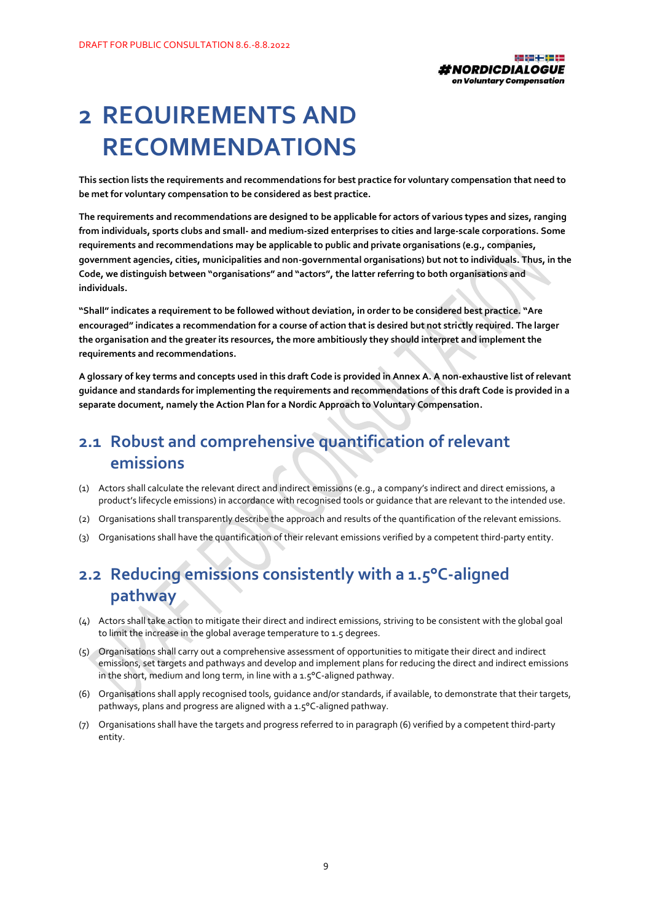# 2 REQUIREMENTS AND RECOMMENDATIONS

**This section lists the requirements and recommendations for best practice for voluntary compensation that need to be met for voluntary compensation to be considered as best practice.**

**The requirements and recommendations are designed to be applicable for actors of various types and sizes, ranging from individuals, sports clubs and small- and medium-sized enterprises to cities and large-scale corporations. Some requirements and recommendations may be applicable to public and private organisations (e.g., companies, government agencies, cities, municipalities and non-governmental organisations) but not to individuals. Thus, in the Code, we distinguish between "organisations" and "actors", the latter referring to both organisations and individuals.**

**"Shall" indicates a requirement to be followed without deviation, in order to be considered best practice. "Are encouraged" indicates a recommendation for a course of action that is desired but not strictly required. The larger the organisation and the greater its resources, the more ambitiously they should interpret and implement the requirements and recommendations.**

**A glossary of key terms and concepts used in this draft Code is provided in Annex A. A non-exhaustive list of relevant guidance and standards for implementing the requirements and recommendations of this draft Code is provided in a separate document, namely the Action Plan for a Nordic Approach to Voluntary Compensation.**

## 2.1 Robust and comprehensive quantification of relevant emissions

(1) Actors shall calculate the relevant direct and indirect emissions (e.g., a company's indirect and direct emissions, a product's lifecycle emissions) in accordance with recognised tools or guidance that are relevant to the intended use.

(2) Organisations shall transparently describe the approach and results of the quantification of the relevant emissions.

(3) Organisations shall have the quantification of their relevant emissions verified by a competent third-party entity.

## 2.2 Reducing emissions consistently with a 1.5°C-aligned pathway

(4) Actors shall take action to mitigate their direct and indirect emissions, striving to be consistent with the global goal to limit the increase in the global average temperature to 1.5 degrees.

(5) Organisations shall carry out a comprehensive assessment of opportunities to mitigate their direct and indirect emissions, set targets and pathways and develop and implement plans for reducing the direct and indirect emissions in the short, medium and long term, in line with a 1.5°C-aligned pathway.

(6) Organisations shall apply recognised tools, guidance and/or standards, if available, to demonstrate that their targets, pathways, plans and progress are aligned with a 1.5°C-aligned pathway.

(7) Organisations shall have the targets and progress referred to in paragraph (6) verified by a competent third-party entity.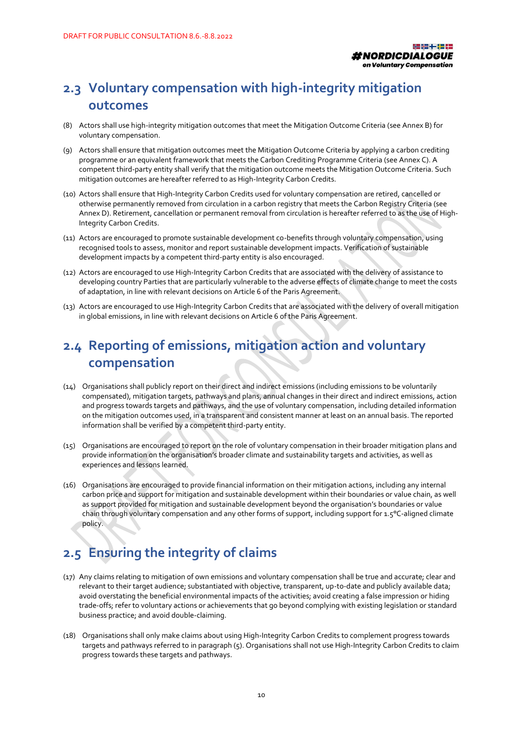## 2.3 Voluntary compensation with high-integrity mitigation outcomes

(8) Actors shall use high-integrity mitigation outcomes that meet the Mitigation Outcome Criteria (see Annex B) for voluntary compensation.

(9) Actors shall ensure that mitigation outcomes meet the Mitigation Outcome Criteria by applying a carbon crediting programme or an equivalent framework that meets the Carbon Crediting Programme Criteria (see Annex C). A competent third-party entity shall verify that the mitigation outcome meets the Mitigation Outcome Criteria. Such mitigation outcomes are hereafter referred to as High-Integrity Carbon Credits.

(10) Actors shall ensure that High-Integrity Carbon Credits used for voluntary compensation are retired, cancelled or otherwise permanently removed from circulation in a carbon registry that meets the Carbon Registry Criteria (see Annex D). Retirement, cancellation or permanent removal from circulation is hereafter referred to as the use of High-Integrity Carbon Credits.

(11) Actors are encouraged to promote sustainable development co-benefits through voluntary compensation, using recognised tools to assess, monitor and report sustainable development impacts. Verification of sustainable development impacts by a competent third-party entity is also encouraged.

(12) Actors are encouraged to use High-Integrity Carbon Credits that are associated with the delivery of assistance to developing country Parties that are particularly vulnerable to the adverse effects of climate change to meet the costs of adaptation, in line with relevant decisions on Article 6 of the Paris Agreement.

(13) Actors are encouraged to use High-Integrity Carbon Credits that are associated with the delivery of overall mitigation in global emissions, in line with relevant decisions on Article 6 of the Paris Agreement.

## 2.4 Reporting of emissions, mitigation action and voluntary compensation

(14) Organisations shall publicly report on their direct and indirect emissions (including emissions to be voluntarily compensated), mitigation targets, pathways and plans, annual changes in their direct and indirect emissions, action and progress towards targets and pathways, and the use of voluntary compensation, including detailed information on the mitigation outcomes used, in a transparent and consistent manner at least on an annual basis. The reported information shall be verified by a competent third-party entity.

(15) Organisations are encouraged to report on the role of voluntary compensation in their broader mitigation plans and provide information on the organisation's broader climate and sustainability targets and activities, as well as experiences and lessons learned.

(16) Organisations are encouraged to provide financial information on their mitigation actions, including any internal carbon price and support for mitigation and sustainable development within their boundaries or value chain, as well as support provided for mitigation and sustainable development beyond the organisation's boundaries or value chain through voluntary compensation and any other forms of support, including support for 1.5°C-aligned climate policy.

## 2.5 Ensuring the integrity of claims

(17) Any claims relating to mitigation of own emissions and voluntary compensation shall be true and accurate; clear and relevant to their target audience; substantiated with objective, transparent, up-to-date and publicly available data; avoid overstating the beneficial environmental impacts of the activities; avoid creating a false impression or hiding trade-offs; refer to voluntary actions or achievements that go beyond complying with existing legislation or standard business practice; and avoid double-claiming.

(18) Organisations shall only make claims about using High-Integrity Carbon Credits to complement progress towards targets and pathways referred to in paragraph (5). Organisations shall not use High-Integrity Carbon Credits to claim progress towards these targets and pathways.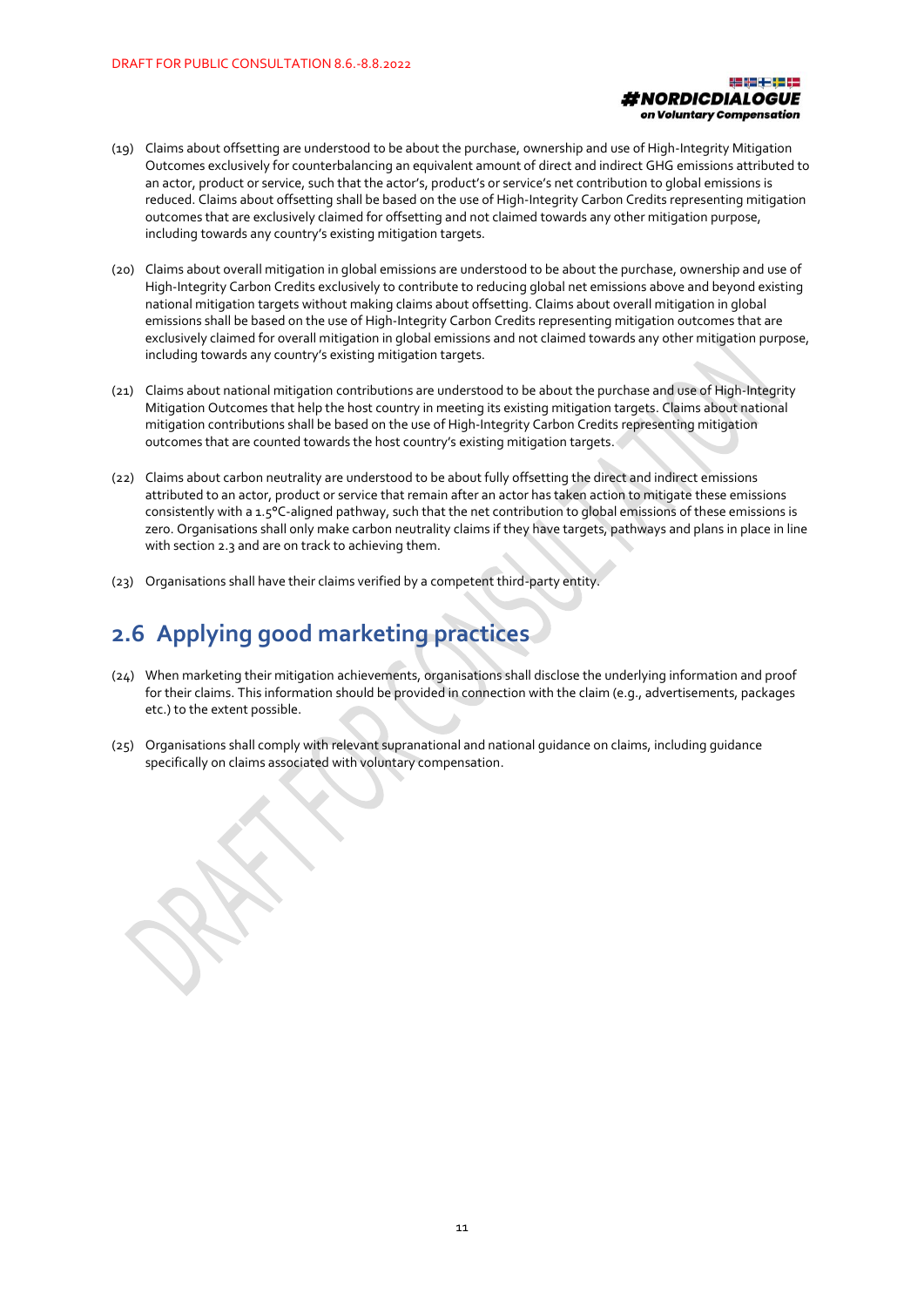(19) Claims about offsetting are understood to be about the purchase, ownership and use of High-Integrity Mitigation Outcomes exclusively for counterbalancing an equivalent amount of direct and indirect GHG emissions attributed to an actor, product or service, such that the actor's, product's or service's net contribution to global emissions is reduced. Claims about offsetting shall be based on the use of High-Integrity Carbon Credits representing mitigation outcomes that are exclusively claimed for offsetting and not claimed towards any other mitigation purpose, including towards any country's existing mitigation targets.

(20) Claims about overall mitigation in global emissions are understood to be about the purchase, ownership and use of High-Integrity Carbon Credits exclusively to contribute to reducing global net emissions above and beyond existing national mitigation targets without making claims about offsetting. Claims about overall mitigation in global emissions shall be based on the use of High-Integrity Carbon Credits representing mitigation outcomes that are exclusively claimed for overall mitigation in global emissions and not claimed towards any other mitigation purpose, including towards any country's existing mitigation targets.

(21) Claims about national mitigation contributions are understood to be about the purchase and use of High-Integrity Mitigation Outcomes that help the host country in meeting its existing mitigation targets. Claims about national mitigation contributions shall be based on the use of High-Integrity Carbon Credits representing mitigation outcomes that are counted towards the host country's existing mitigation targets.

(22) Claims about carbon neutrality are understood to be about fully offsetting the direct and indirect emissions attributed to an actor, product or service that remain after an actor has taken action to mitigate these emissions consistently with a 1.5°C-aligned pathway, such that the net contribution to global emissions of these emissions is zero. Organisations shall only make carbon neutrality claims if they have targets, pathways and plans in place in line with section 2.3 and are on track to achieving them.

(23) Organisations shall have their claims verified by a competent third-party entity.

## 2.6 Applying good marketing practices

(24) When marketing their mitigation achievements, organisations shall disclose the underlying information and proof for their claims. This information should be provided in connection with the claim (e.g., advertisements, packages etc.) to the extent possible.

(25) Organisations shall comply with relevant supranational and national guidance on claims, including guidance specifically on claims associated with voluntary compensation.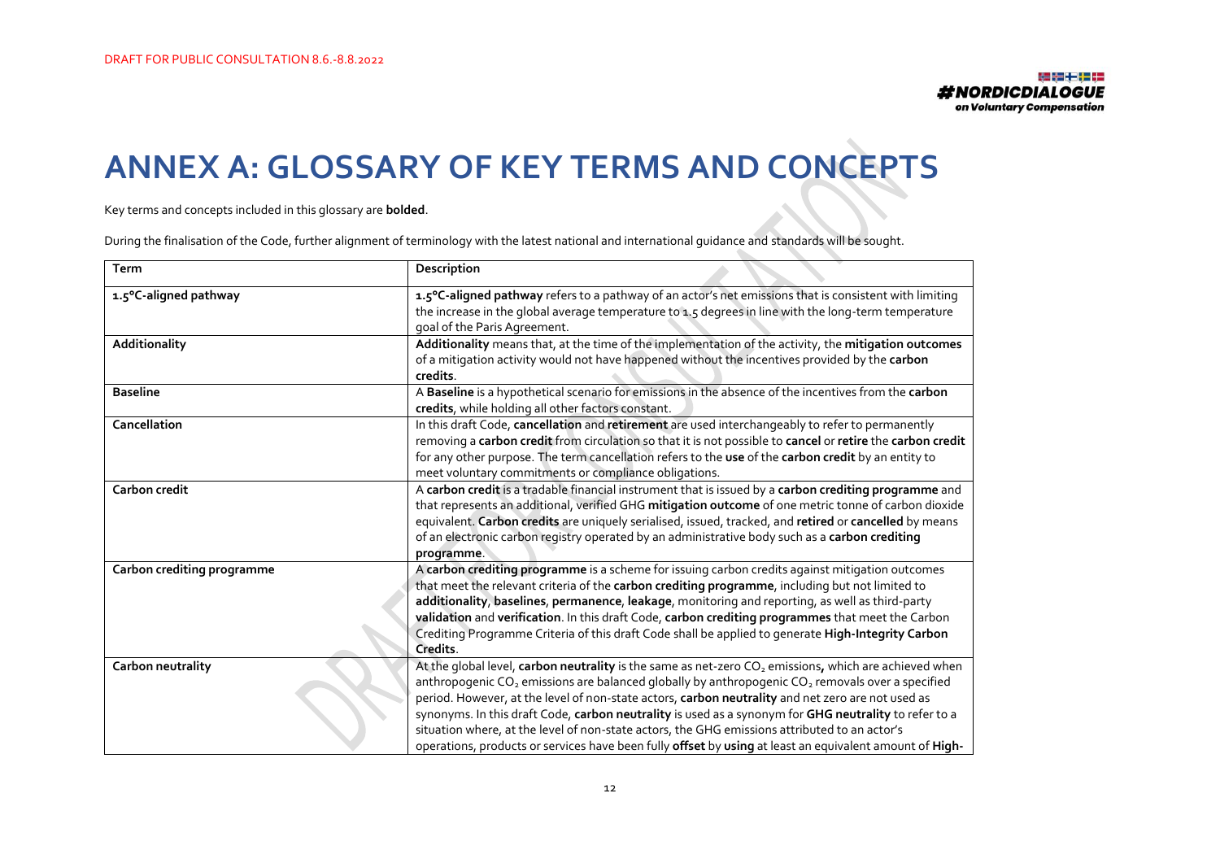# ANNEX A: GLOSSARY OF KEY TERMS AND CONCEPTS

Key terms and concepts included in this glossary are **bolded**.

During the finalisation of the Code, further alignment of terminology with the latest national and international guidance and standards will be sought.

| Term | Description |
|---|---|
| **1.5°C-aligned pathway** | **1.5°C-aligned pathway** refers to a pathway of an actor's net emissions that is consistent with limiting the increase in the global average temperature to 1.5 degrees in line with the long-term temperature goal of the Paris Agreement. |
| **Additionality** | **Additionality** means that, at the time of the implementation of the activity, the **mitigation outcomes** of a mitigation activity would not have happened without the incentives provided by the **carbon credits**. |
| **Baseline** | A **Baseline** is a hypothetical scenario for emissions in the absence of the incentives from the **carbon credits**, while holding all other factors constant. |
| **Cancellation** | In this draft Code, **cancellation** and **retirement** are used interchangeably to refer to permanently removing a **carbon credit** from circulation so that it is not possible to **cancel** or **retire** the **carbon credit** for any other purpose. The term cancellation refers to the **use** of the **carbon credit** by an entity to meet voluntary commitments or compliance obligations. |
| **Carbon credit** | A **carbon credit** is a tradable financial instrument that is issued by a **carbon crediting programme** and that represents an additional, verified GHG **mitigation outcome** of one metric tonne of carbon dioxide equivalent. **Carbon credits** are uniquely serialised, issued, tracked, and **retired** or **cancelled** by means of an electronic carbon registry operated by an administrative body such as a **carbon crediting programme**. |
| **Carbon crediting programme** | A **carbon crediting programme** is a scheme for issuing carbon credits against mitigation outcomes that meet the relevant criteria of the **carbon crediting programme**, including but not limited to **additionality**, **baselines**, **permanence**, **leakage**, monitoring and reporting, as well as third-party **validation** and **verification**. In this draft Code, **carbon crediting programmes** that meet the Carbon Crediting Programme Criteria of this draft Code shall be applied to generate **High-Integrity Carbon Credits**. |
| **Carbon neutrality** | At the global level, **carbon neutrality** is the same as net-zero $CO_2$ emissions**,** which are achieved when anthropogenic $CO_2$ emissions are balanced globally by anthropogenic $CO_2$ removals over a specified period. However, at the level of non-state actors, **carbon neutrality** and net zero are not used as synonyms. In this draft Code, **carbon neutrality** is used as a synonym for **GHG neutrality** to refer to a situation where, at the level of non-state actors, the GHG emissions attributed to an actor's operations, products or services have been fully **offset** by **using** at least an equivalent amount of **High-** |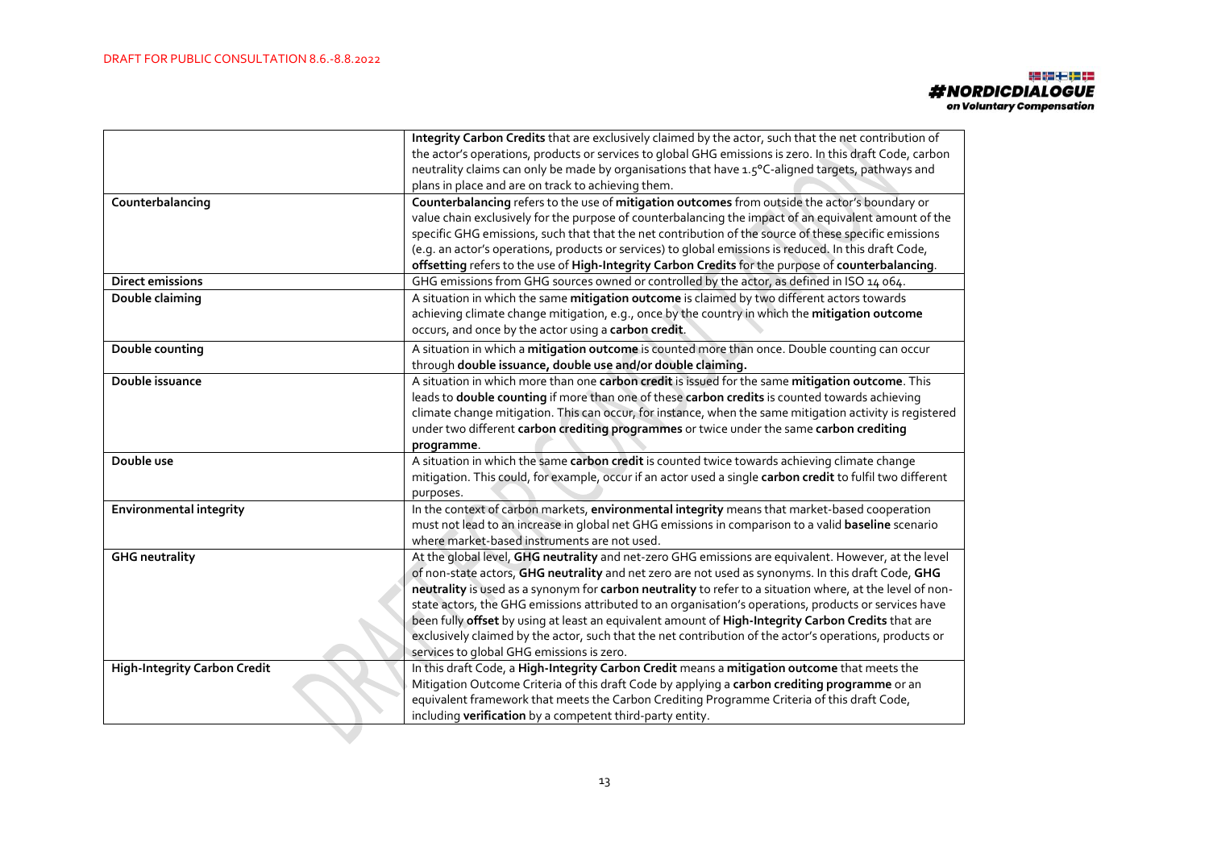| | |
|---|---|
| | **Integrity Carbon Credits** that are exclusively claimed by the actor, such that the net contribution of the actor's operations, products or services to global GHG emissions is zero. In this draft Code, carbon neutrality claims can only be made by organisations that have 1.5°C-aligned targets, pathways and plans in place and are on track to achieving them. |
| **Counterbalancing** | **Counterbalancing** refers to the use of **mitigation outcomes** from outside the actor's boundary or value chain exclusively for the purpose of counterbalancing the impact of an equivalent amount of the specific GHG emissions, such that that the net contribution of the source of these specific emissions (e.g. an actor's operations, products or services) to global emissions is reduced. In this draft Code, **offsetting** refers to the use of **High-Integrity Carbon Credits** for the purpose of **counterbalancing**. |
| **Direct emissions** | GHG emissions from GHG sources owned or controlled by the actor, as defined in ISO 14 064. |
| **Double claiming** | A situation in which the same **mitigation outcome** is claimed by two different actors towards achieving climate change mitigation, e.g., once by the country in which the **mitigation outcome** occurs, and once by the actor using a **carbon credit**. |
| **Double counting** | A situation in which a **mitigation outcome** is counted more than once. Double counting can occur through **double issuance, double use and/or double claiming.** |
| **Double issuance** | A situation in which more than one **carbon credit** is issued for the same **mitigation outcome**. This leads to **double counting** if more than one of these **carbon credits** is counted towards achieving climate change mitigation. This can occur, for instance, when the same mitigation activity is registered under two different **carbon crediting programmes** or twice under the same **carbon crediting programme**. |
| **Double use** | A situation in which the same **carbon credit** is counted twice towards achieving climate change mitigation. This could, for example, occur if an actor used a single **carbon credit** to fulfil two different purposes. |
| **Environmental integrity** | In the context of carbon markets, **environmental integrity** means that market-based cooperation must not lead to an increase in global net GHG emissions in comparison to a valid **baseline** scenario where market-based instruments are not used. |
| **GHG neutrality** | At the global level, **GHG neutrality** and net-zero GHG emissions are equivalent. However, at the level of non-state actors, **GHG neutrality** and net zero are not used as synonyms. In this draft Code, **GHG neutrality** is used as a synonym for **carbon neutrality** to refer to a situation where, at the level of non-state actors, the GHG emissions attributed to an organisation's operations, products or services have been fully **offset** by using at least an equivalent amount of **High-Integrity Carbon Credits** that are exclusively claimed by the actor, such that the net contribution of the actor's operations, products or services to global GHG emissions is zero. |
| **High-Integrity Carbon Credit** | In this draft Code, a **High-Integrity Carbon Credit** means a **mitigation outcome** that meets the Mitigation Outcome Criteria of this draft Code by applying a **carbon crediting programme** or an equivalent framework that meets the Carbon Crediting Programme Criteria of this draft Code, including **verification** by a competent third-party entity. |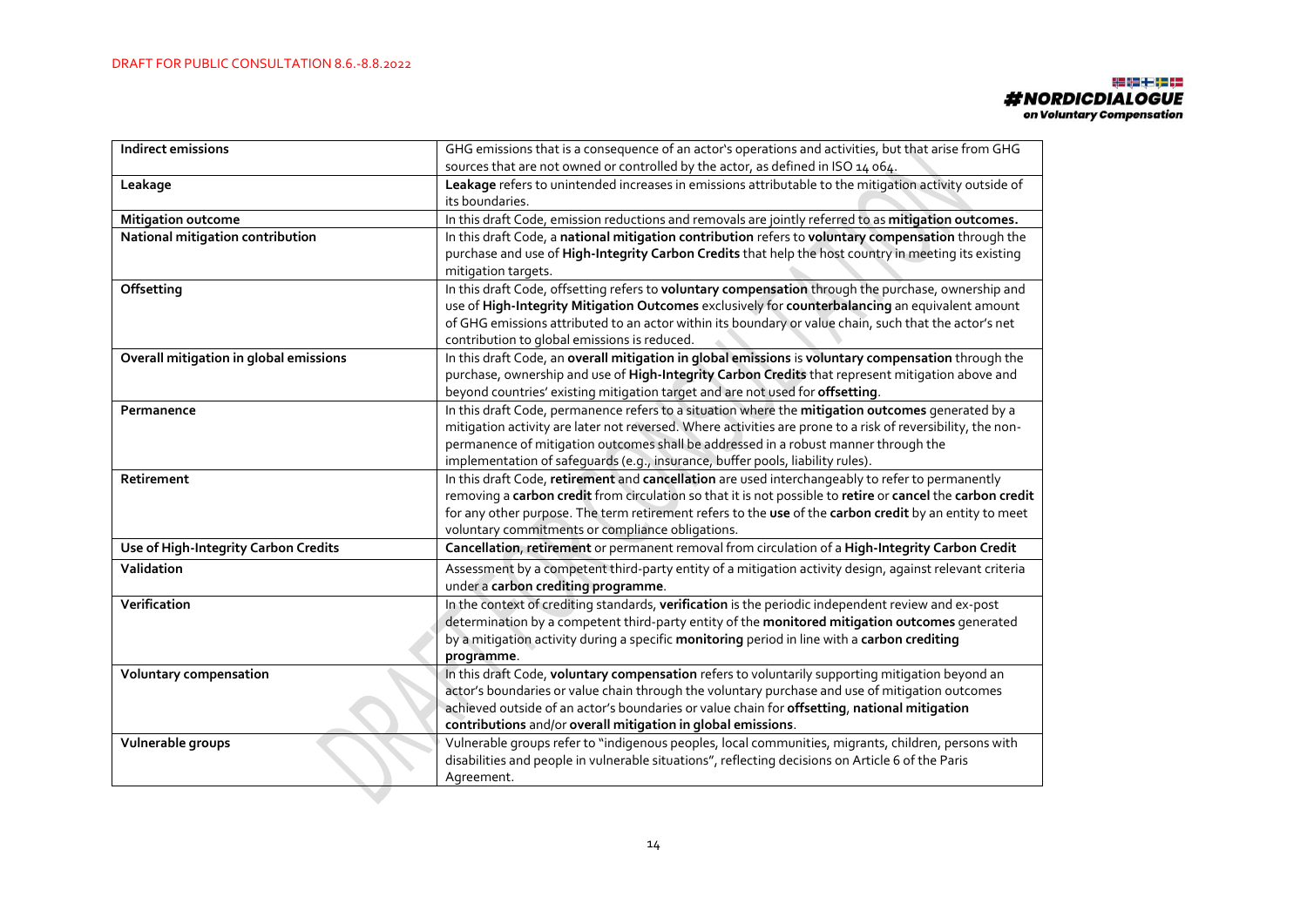| Indirect emissions | GHG emissions that is a consequence of an actor's operations and activities, but that arise from GHG sources that are not owned or controlled by the actor, as defined in ISO 14 064. |
|---|---|
| Leakage | **Leakage** refers to unintended increases in emissions attributable to the mitigation activity outside of its boundaries. |
| Mitigation outcome | In this draft Code, emission reductions and removals are jointly referred to as **mitigation outcomes.** |
| National mitigation contribution | In this draft Code, a **national mitigation contribution** refers to **voluntary compensation** through the purchase and use of **High-Integrity Carbon Credits** that help the host country in meeting its existing mitigation targets. |
| Offsetting | In this draft Code, offsetting refers to **voluntary compensation** through the purchase, ownership and use of **High-Integrity Mitigation Outcomes** exclusively for **counterbalancing** an equivalent amount of GHG emissions attributed to an actor within its boundary or value chain, such that the actor's net contribution to global emissions is reduced. |
| Overall mitigation in global emissions | In this draft Code, an **overall mitigation in global emissions** is **voluntary compensation** through the purchase, ownership and use of **High-Integrity Carbon Credits** that represent mitigation above and beyond countries' existing mitigation target and are not used for **offsetting**. |
| Permanence | In this draft Code, permanence refers to a situation where the **mitigation outcomes** generated by a mitigation activity are later not reversed. Where activities are prone to a risk of reversibility, the non-permanence of mitigation outcomes shall be addressed in a robust manner through the implementation of safeguards (e.g., insurance, buffer pools, liability rules). |
| Retirement | In this draft Code, **retirement** and **cancellation** are used interchangeably to refer to permanently removing a **carbon credit** from circulation so that it is not possible to **retire** or **cancel** the **carbon credit** for any other purpose. The term retirement refers to the **use** of the **carbon credit** by an entity to meet voluntary commitments or compliance obligations. |
| Use of High-Integrity Carbon Credits | **Cancellation**, **retirement** or permanent removal from circulation of a **High-Integrity Carbon Credit** |
| Validation | Assessment by a competent third-party entity of a mitigation activity design, against relevant criteria under a **carbon crediting programme**. |
| Verification | In the context of crediting standards, **verification** is the periodic independent review and ex-post determination by a competent third-party entity of the **monitored mitigation outcomes** generated by a mitigation activity during a specific **monitoring** period in line with a **carbon crediting programme**. |
| Voluntary compensation | In this draft Code, **voluntary compensation** refers to voluntarily supporting mitigation beyond an actor's boundaries or value chain through the voluntary purchase and use of mitigation outcomes achieved outside of an actor's boundaries or value chain for **offsetting**, **national mitigation contributions** and/or **overall mitigation in global emissions**. |
| Vulnerable groups | Vulnerable groups refer to "indigenous peoples, local communities, migrants, children, persons with disabilities and people in vulnerable situations", reflecting decisions on Article 6 of the Paris Agreement. |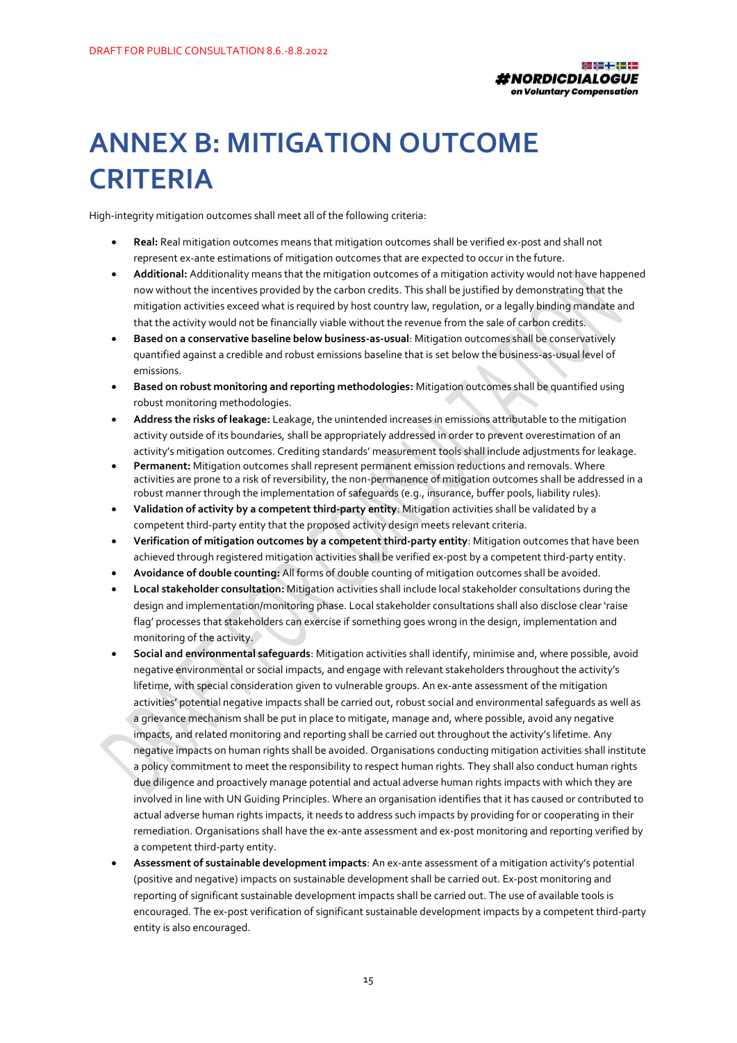# ANNEX B: MITIGATION OUTCOME CRITERIA

High-integrity mitigation outcomes shall meet all of the following criteria:

- **Real:** Real mitigation outcomes means that mitigation outcomes shall be verified ex-post and shall not represent ex-ante estimations of mitigation outcomes that are expected to occur in the future.
- **Additional:** Additionality means that the mitigation outcomes of a mitigation activity would not have happened now without the incentives provided by the carbon credits. This shall be justified by demonstrating that the mitigation activities exceed what is required by host country law, regulation, or a legally binding mandate and that the activity would not be financially viable without the revenue from the sale of carbon credits.
- **Based on a conservative baseline below business-as-usual**: Mitigation outcomes shall be conservatively quantified against a credible and robust emissions baseline that is set below the business-as-usual level of emissions.
- **Based on robust monitoring and reporting methodologies:** Mitigation outcomes shall be quantified using robust monitoring methodologies.
- **Address the risks of leakage:** Leakage, the unintended increases in emissions attributable to the mitigation activity outside of its boundaries, shall be appropriately addressed in order to prevent overestimation of an activity's mitigation outcomes. Crediting standards' measurement tools shall include adjustments for leakage.
- **Permanent:** Mitigation outcomes shall represent permanent emission reductions and removals. Where activities are prone to a risk of reversibility, the non-permanence of mitigation outcomes shall be addressed in a robust manner through the implementation of safeguards (e.g., insurance, buffer pools, liability rules).
- **Validation of activity by a competent third-party entity**: Mitigation activities shall be validated by a competent third-party entity that the proposed activity design meets relevant criteria.
- **Verification of mitigation outcomes by a competent third-party entity**: Mitigation outcomes that have been achieved through registered mitigation activities shall be verified ex-post by a competent third-party entity.
- **Avoidance of double counting:** All forms of double counting of mitigation outcomes shall be avoided.
- **Local stakeholder consultation:** Mitigation activities shall include local stakeholder consultations during the design and implementation/monitoring phase. Local stakeholder consultations shall also disclose clear 'raise flag' processes that stakeholders can exercise if something goes wrong in the design, implementation and monitoring of the activity.
- **Social and environmental safeguards**: Mitigation activities shall identify, minimise and, where possible, avoid negative environmental or social impacts, and engage with relevant stakeholders throughout the activity's lifetime, with special consideration given to vulnerable groups. An ex-ante assessment of the mitigation activities' potential negative impacts shall be carried out, robust social and environmental safeguards as well as a grievance mechanism shall be put in place to mitigate, manage and, where possible, avoid any negative impacts, and related monitoring and reporting shall be carried out throughout the activity's lifetime. Any negative impacts on human rights shall be avoided. Organisations conducting mitigation activities shall institute a policy commitment to meet the responsibility to respect human rights. They shall also conduct human rights due diligence and proactively manage potential and actual adverse human rights impacts with which they are involved in line with UN Guiding Principles. Where an organisation identifies that it has caused or contributed to actual adverse human rights impacts, it needs to address such impacts by providing for or cooperating in their remediation. Organisations shall have the ex-ante assessment and ex-post monitoring and reporting verified by a competent third-party entity.
- **Assessment of sustainable development impacts**: An ex-ante assessment of a mitigation activity's potential (positive and negative) impacts on sustainable development shall be carried out. Ex-post monitoring and reporting of significant sustainable development impacts shall be carried out. The use of available tools is encouraged. The ex-post verification of significant sustainable development impacts by a competent third-party entity is also encouraged.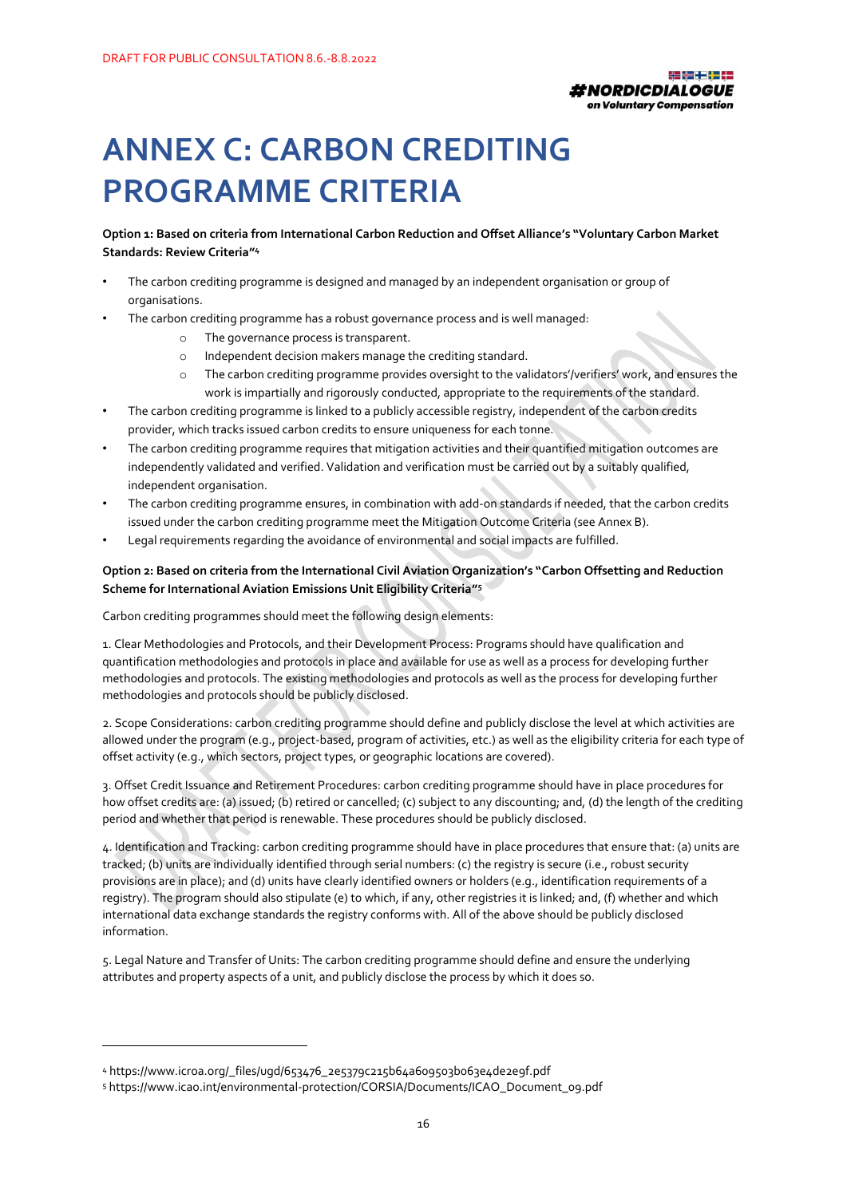# ANNEX C: CARBON CREDITING PROGRAMME CRITERIA

**Option 1: Based on criteria from International Carbon Reduction and Offset Alliance's "Voluntary Carbon Market Standards: Review Criteria"[4]**

- The carbon crediting programme is designed and managed by an independent organisation or group of organisations.
- The carbon crediting programme has a robust governance process and is well managed:
  - The governance process is transparent.
  - Independent decision makers manage the crediting standard.
  - The carbon crediting programme provides oversight to the validators'/verifiers' work, and ensures the work is impartially and rigorously conducted, appropriate to the requirements of the standard.
- The carbon crediting programme is linked to a publicly accessible registry, independent of the carbon credits provider, which tracks issued carbon credits to ensure uniqueness for each tonne.
- The carbon crediting programme requires that mitigation activities and their quantified mitigation outcomes are independently validated and verified. Validation and verification must be carried out by a suitably qualified, independent organisation.
- The carbon crediting programme ensures, in combination with add-on standards if needed, that the carbon credits issued under the carbon crediting programme meet the Mitigation Outcome Criteria (see Annex B).
- Legal requirements regarding the avoidance of environmental and social impacts are fulfilled.

**Option 2: Based on criteria from the International Civil Aviation Organization's "Carbon Offsetting and Reduction Scheme for International Aviation Emissions Unit Eligibility Criteria"[5]**

Carbon crediting programmes should meet the following design elements:

1. Clear Methodologies and Protocols, and their Development Process: Programs should have qualification and quantification methodologies and protocols in place and available for use as well as a process for developing further methodologies and protocols. The existing methodologies and protocols as well as the process for developing further methodologies and protocols should be publicly disclosed.

2. Scope Considerations: carbon crediting programme should define and publicly disclose the level at which activities are allowed under the program (e.g., project-based, program of activities, etc.) as well as the eligibility criteria for each type of offset activity (e.g., which sectors, project types, or geographic locations are covered).

3. Offset Credit Issuance and Retirement Procedures: carbon crediting programme should have in place procedures for how offset credits are: (a) issued; (b) retired or cancelled; (c) subject to any discounting; and, (d) the length of the crediting period and whether that period is renewable. These procedures should be publicly disclosed.

4. Identification and Tracking: carbon crediting programme should have in place procedures that ensure that: (a) units are tracked; (b) units are individually identified through serial numbers: (c) the registry is secure (i.e., robust security provisions are in place); and (d) units have clearly identified owners or holders (e.g., identification requirements of a registry). The program should also stipulate (e) to which, if any, other registries it is linked; and, (f) whether and which international data exchange standards the registry conforms with. All of the above should be publicly disclosed information.

5. Legal Nature and Transfer of Units: The carbon crediting programme should define and ensure the underlying attributes and property aspects of a unit, and publicly disclose the process by which it does so.

---

[4] https://www.icroa.org/_files/ugd/653476_2e5379c215b64a609503b063e4de2e9f.pdf

[5] https://www.icao.int/environmental-protection/CORSIA/Documents/ICAO_Document_09.pdf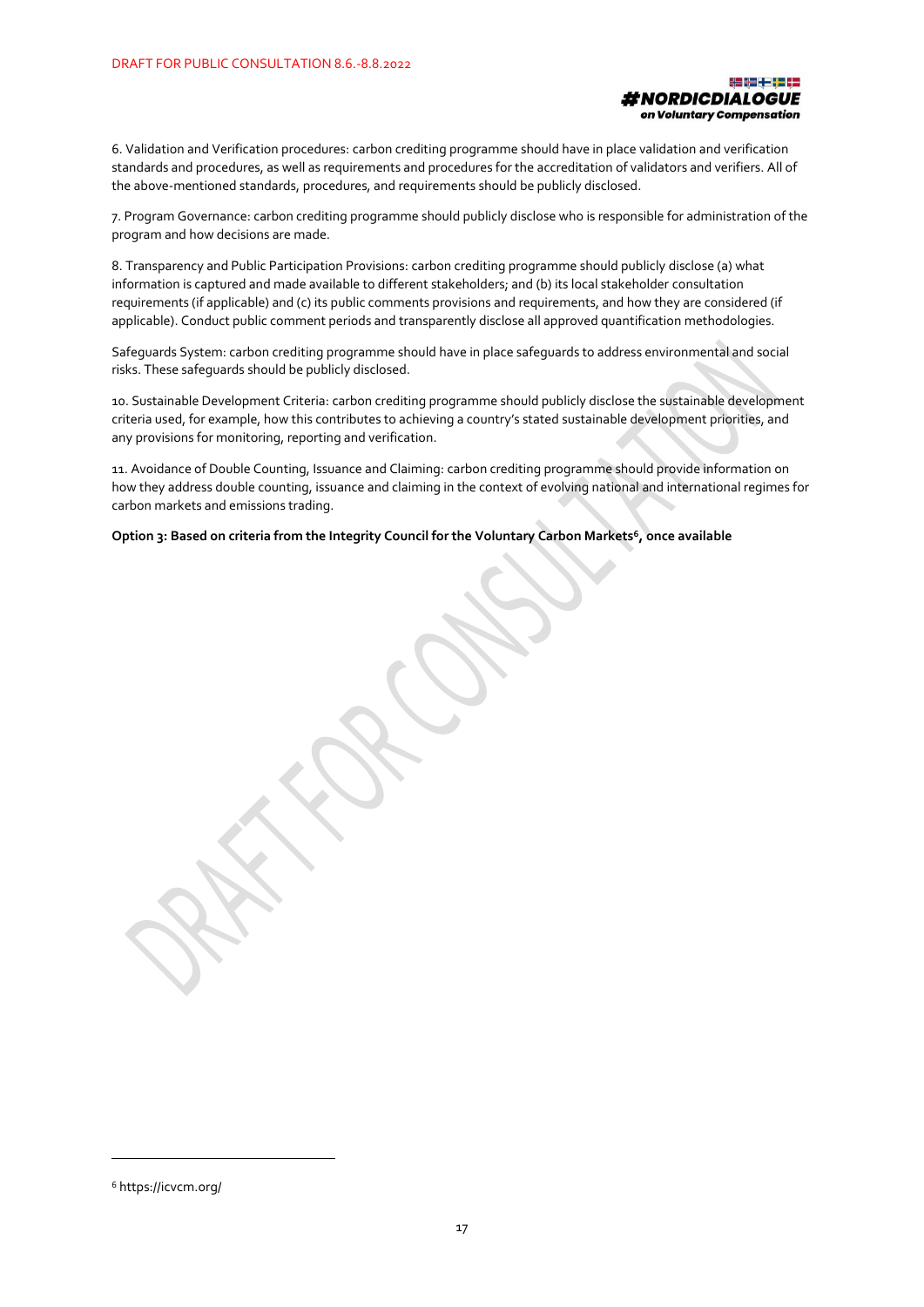6. Validation and Verification procedures: carbon crediting programme should have in place validation and verification standards and procedures, as well as requirements and procedures for the accreditation of validators and verifiers. All of the above-mentioned standards, procedures, and requirements should be publicly disclosed.

7. Program Governance: carbon crediting programme should publicly disclose who is responsible for administration of the program and how decisions are made.

8. Transparency and Public Participation Provisions: carbon crediting programme should publicly disclose (a) what information is captured and made available to different stakeholders; and (b) its local stakeholder consultation requirements (if applicable) and (c) its public comments provisions and requirements, and how they are considered (if applicable). Conduct public comment periods and transparently disclose all approved quantification methodologies.

Safeguards System: carbon crediting programme should have in place safeguards to address environmental and social risks. These safeguards should be publicly disclosed.

10. Sustainable Development Criteria: carbon crediting programme should publicly disclose the sustainable development criteria used, for example, how this contributes to achieving a country's stated sustainable development priorities, and any provisions for monitoring, reporting and verification.

11. Avoidance of Double Counting, Issuance and Claiming: carbon crediting programme should provide information on how they address double counting, issuance and claiming in the context of evolving national and international regimes for carbon markets and emissions trading.

**Option 3: Based on criteria from the Integrity Council for the Voluntary Carbon Markets[6], once available**

[6] https://icvcm.org/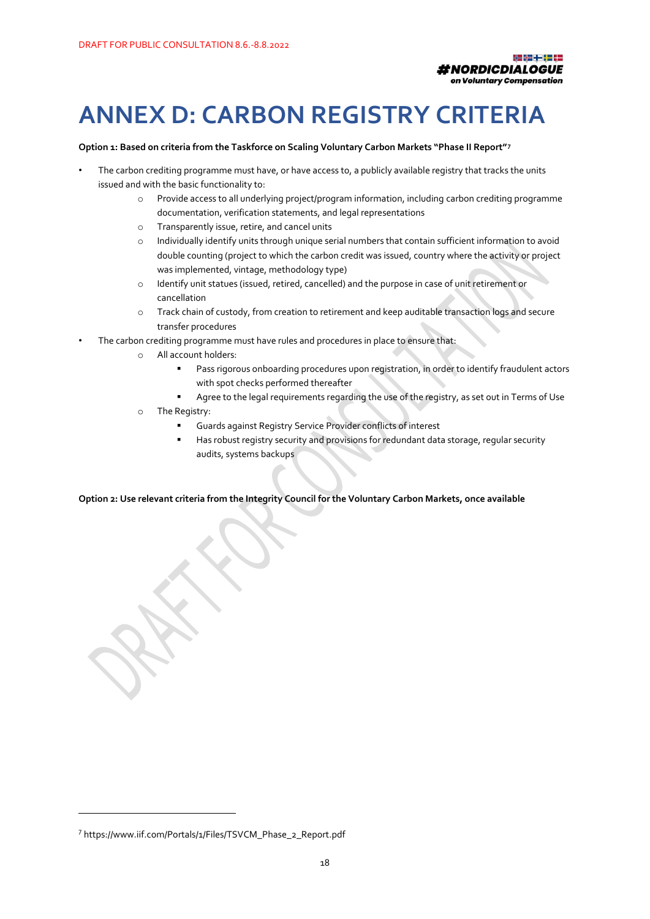# ANNEX D: CARBON REGISTRY CRITERIA

**Option 1: Based on criteria from the Taskforce on Scaling Voluntary Carbon Markets "Phase II Report"**[7]

- The carbon crediting programme must have, or have access to, a publicly available registry that tracks the units issued and with the basic functionality to:
  - Provide access to all underlying project/program information, including carbon crediting programme documentation, verification statements, and legal representations
  - Transparently issue, retire, and cancel units
  - Individually identify units through unique serial numbers that contain sufficient information to avoid double counting (project to which the carbon credit was issued, country where the activity or project was implemented, vintage, methodology type)
  - Identify unit statues (issued, retired, cancelled) and the purpose in case of unit retirement or cancellation
  - Track chain of custody, from creation to retirement and keep auditable transaction logs and secure transfer procedures
- The carbon crediting programme must have rules and procedures in place to ensure that:
  - All account holders:
    - Pass rigorous onboarding procedures upon registration, in order to identify fraudulent actors with spot checks performed thereafter
    - Agree to the legal requirements regarding the use of the registry, as set out in Terms of Use
  - The Registry:
    - Guards against Registry Service Provider conflicts of interest
    - Has robust registry security and provisions for redundant data storage, regular security audits, systems backups

**Option 2: Use relevant criteria from the Integrity Council for the Voluntary Carbon Markets, once available**

[7] https://www.iif.com/Portals/1/Files/TSVCM_Phase_2_Report.pdf